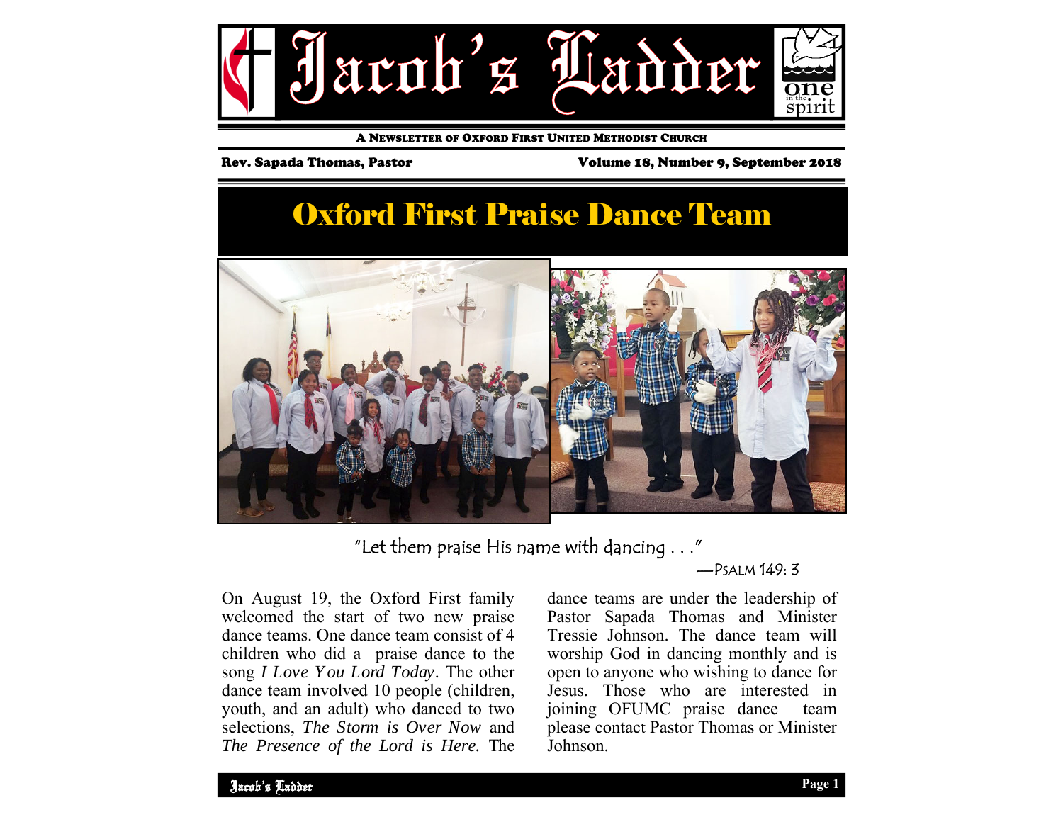# Jacob's Ladder

one in the spirit

A NEWSLETTER OF OXFORD FIRST UNITED METHODIST CHURCH

Rev. Sapada Thomas, Pastor

Volume 18, Number 9, September 2018

## Oxford First Praise Dance Team

"Let them praise His name with dancing . . ."

—PSALM 149: 3

On August 19, the Oxford First family welcomed the start of two new praise dance teams. One dance team consist of 4 children who did a praise dance to the song *I Love You Lord Today*. The other dance team involved 10 people (children, youth, and an adult) who danced to two selections, *The Storm is Over Now* and *The Presence of the Lord is Here.* The dance teams are under the leadership of Pastor Sapada Thomas and Minister Tressie Johnson. The dance team will worship God in dancing monthly and is open to anyone who wishing to dance for Jesus. Those who are interested in joining OFUMC praise dance team please contact Pastor Thomas or Minister Johnson.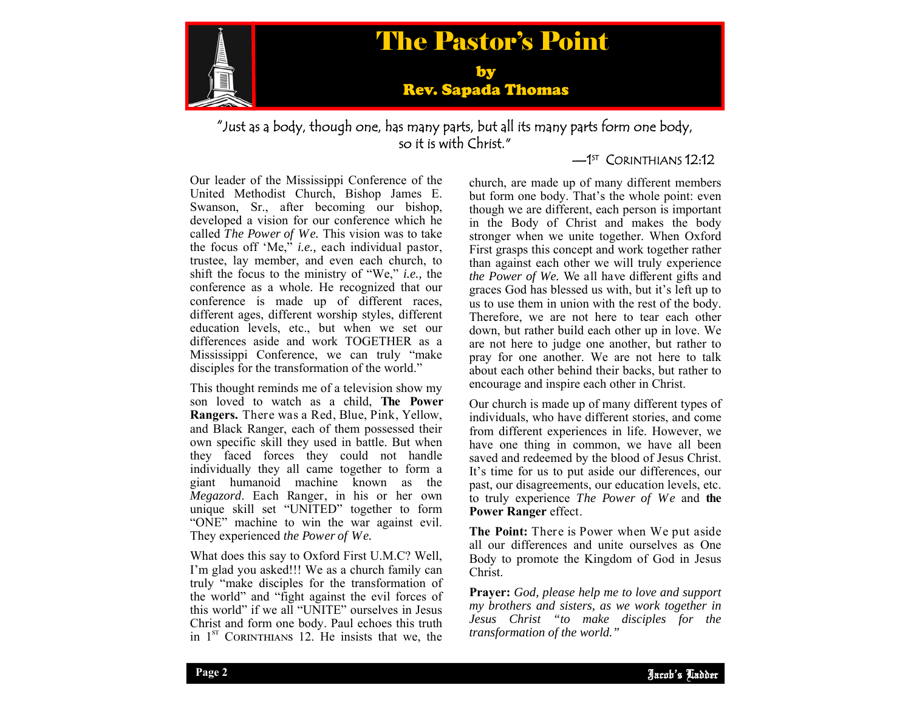# The Pastor's Point

### by
### Rev. Sapada Thomas

"Just as a body, though one, has many parts, but all its many parts form one body, so it is with Christ."

—1ST CORINTHIANS 12:12

Our leader of the Mississippi Conference of the United Methodist Church, Bishop James E. Swanson, Sr., after becoming our bishop, developed a vision for our conference which he called *The Power of We.* This vision was to take the focus off 'Me," *i.e.,* each individual pastor, trustee, lay member, and even each church, to shift the focus to the ministry of "We," *i.e.,* the conference as a whole. He recognized that our conference is made up of different races, different ages, different worship styles, different education levels, etc., but when we set our differences aside and work TOGETHER as a Mississippi Conference, we can truly "make disciples for the transformation of the world."

This thought reminds me of a television show my son loved to watch as a child, **The Power Rangers.** There was a Red, Blue, Pink, Yellow, and Black Ranger, each of them possessed their own specific skill they used in battle. But when they faced forces they could not handle individually they all came together to form a giant humanoid machine known as the *Megazord*. Each Ranger, in his or her own unique skill set "UNITED" together to form "ONE" machine to win the war against evil. They experienced *the Power of We.*

What does this say to Oxford First U.M.C? Well, I'm glad you asked!!! We as a church family can truly "make disciples for the transformation of the world" and "fight against the evil forces of this world" if we all "UNITE" ourselves in Jesus Christ and form one body. Paul echoes this truth in 1ST CORINTHIANS 12. He insists that we, the church, are made up of many different members but form one body. That's the whole point: even though we are different, each person is important in the Body of Christ and makes the body stronger when we unite together. When Oxford First grasps this concept and work together rather than against each other we will truly experience *the Power of We.* We all have different gifts and graces God has blessed us with, but it's left up to us to use them in union with the rest of the body. Therefore, we are not here to tear each other down, but rather build each other up in love. We are not here to judge one another, but rather to pray for one another. We are not here to talk about each other behind their backs, but rather to encourage and inspire each other in Christ.

Our church is made up of many different types of individuals, who have different stories, and come from different experiences in life. However, we have one thing in common, we have all been saved and redeemed by the blood of Jesus Christ. It's time for us to put aside our differences, our past, our disagreements, our education levels, etc. to truly experience *The Power of We* and **the Power Ranger** effect.

**The Point:** There is Power when We put aside all our differences and unite ourselves as One Body to promote the Kingdom of God in Jesus Christ.

**Prayer:** *God, please help me to love and support my brothers and sisters, as we work together in Jesus Christ "to make disciples for the transformation of the world."*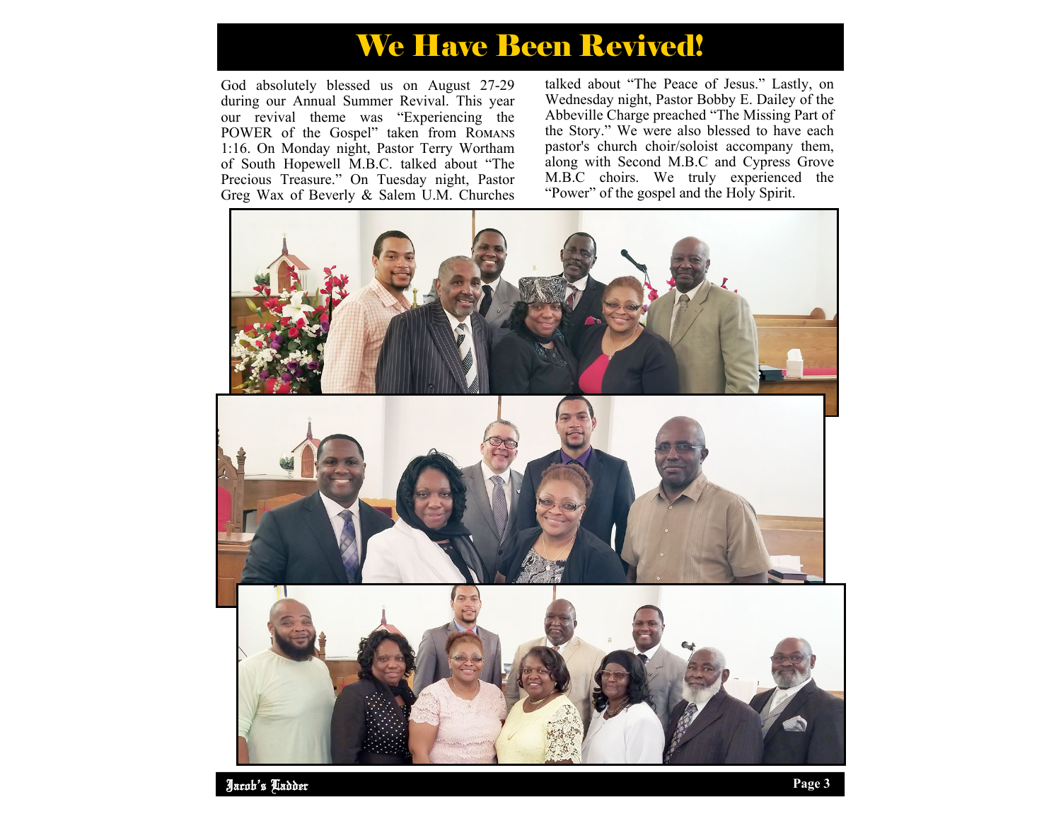# We Have Been Revived!

God absolutely blessed us on August 27-29 during our Annual Summer Revival. This year our revival theme was "Experiencing the POWER of the Gospel" taken from Romans 1:16. On Monday night, Pastor Terry Wortham of South Hopewell M.B.C. talked about "The Precious Treasure." On Tuesday night, Pastor Greg Wax of Beverly & Salem U.M. Churches talked about "The Peace of Jesus." Lastly, on Wednesday night, Pastor Bobby E. Dailey of the Abbeville Charge preached "The Missing Part of the Story." We were also blessed to have each pastor's church choir/soloist accompany them, along with Second M.B.C and Cypress Grove M.B.C choirs. We truly experienced the "Power" of the gospel and the Holy Spirit.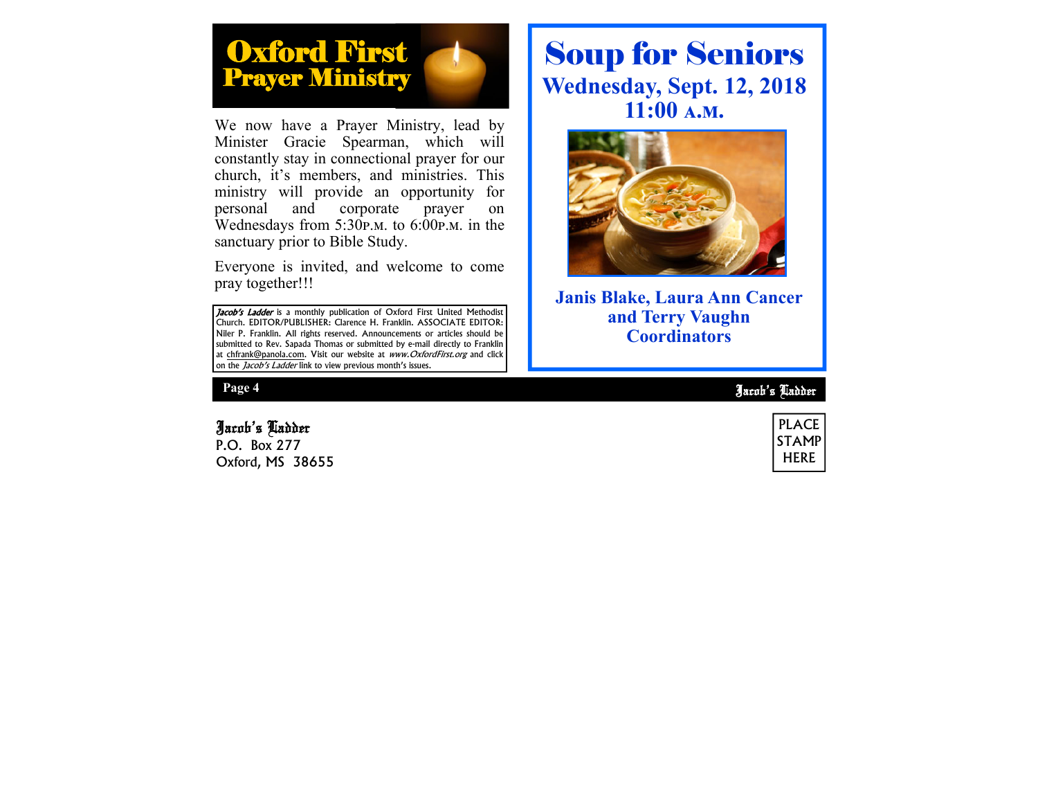# Oxford First Prayer Ministry

We now have a Prayer Ministry, lead by Minister Gracie Spearman, which will constantly stay in connectional prayer for our church, it's members, and ministries. This ministry will provide an opportunity for personal and corporate prayer on Wednesdays from 5:30P.M. to 6:00P.M. in the sanctuary prior to Bible Study.

Everyone is invited, and welcome to come pray together!!!

*Jacob's Ladder* is a monthly publication of Oxford First United Methodist Church. EDITOR/PUBLISHER: Clarence H. Franklin. ASSOCIATE EDITOR: Niler P. Franklin. All rights reserved. Announcements or articles should be submitted to Rev. Sapada Thomas or submitted by e-mail directly to Franklin at chfrank@panola.com. Visit our website at *www.OxfordFirst.org* and click on the *Jacob's Ladder* link to view previous month's issues.

# Soup for Seniors

## Wednesday, Sept. 12, 2018
## 11:00 A.M.

**Janis Blake, Laura Ann Cancer and Terry Vaughn Coordinators**

Jacob's Ladder
P.O. Box 277
Oxford, MS 38655

PLACE STAMP HERE